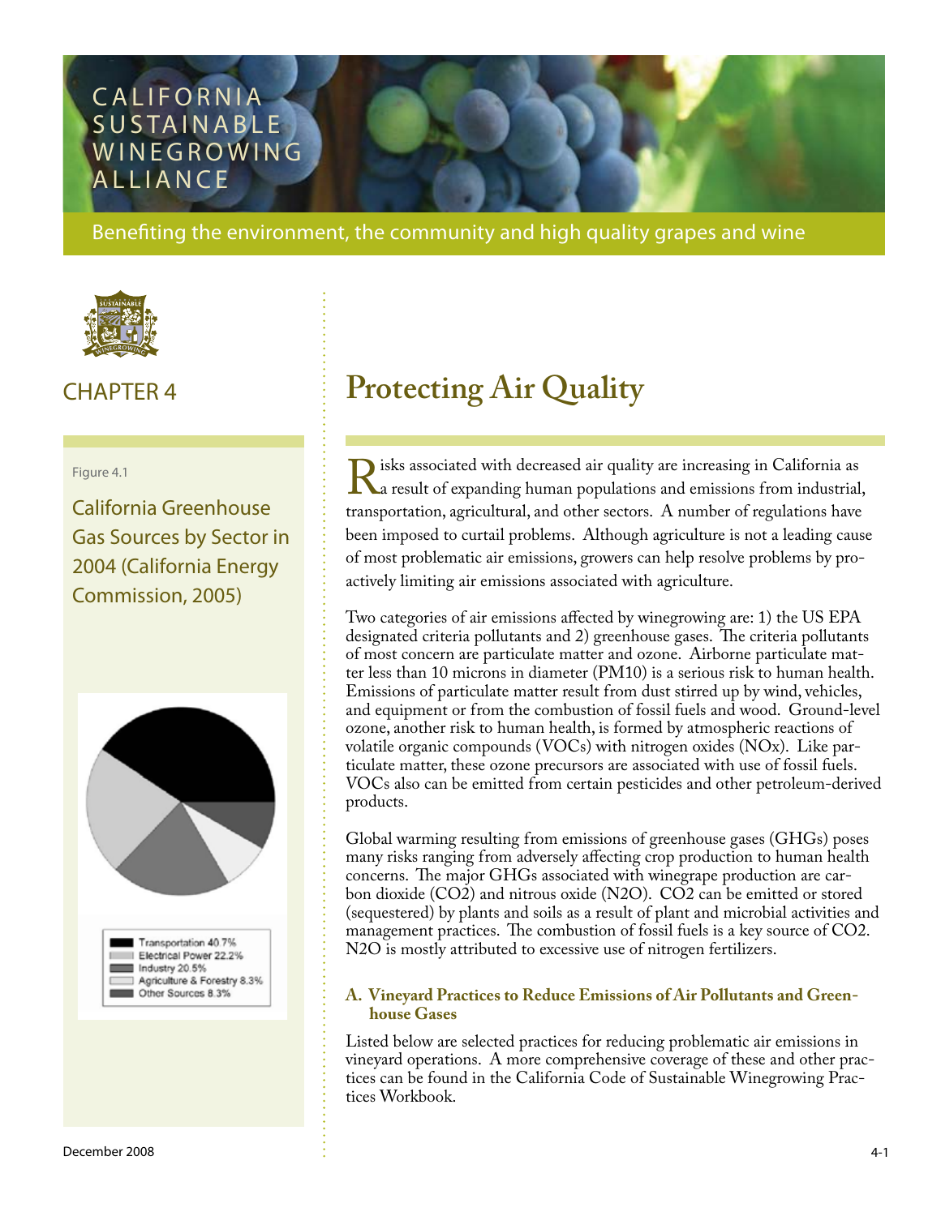CALIFORNIA SUSTAINABLE WINEGROWING ALLIANCE

Benefiting the environment, the community and high quality grapes and wine

## CHAPTER 4

# Protecting Air Quality

Figure 4.1

California Greenhouse Gas Sources by Sector in 2004 (California Energy Commission, 2005)

- Transportation 40.7%
- Electrical Power 22.2%
- Industry 20.5%
- Agriculture & Forestry 8.3%
- Other Sources 8.3%

Risks associated with decreased air quality are increasing in California as a result of expanding human populations and emissions from industrial, transportation, agricultural, and other sectors. A number of regulations have been imposed to curtail problems. Although agriculture is not a leading cause of most problematic air emissions, growers can help resolve problems by proactively limiting air emissions associated with agriculture.

Two categories of air emissions affected by winegrowing are: 1) the US EPA designated criteria pollutants and 2) greenhouse gases. The criteria pollutants of most concern are particulate matter and ozone. Airborne particulate matter less than 10 microns in diameter (PM10) is a serious risk to human health. Emissions of particulate matter result from dust stirred up by wind, vehicles, and equipment or from the combustion of fossil fuels and wood. Ground-level ozone, another risk to human health, is formed by atmospheric reactions of volatile organic compounds (VOCs) with nitrogen oxides (NOx). Like particulate matter, these ozone precursors are associated with use of fossil fuels. VOCs also can be emitted from certain pesticides and other petroleum-derived products.

Global warming resulting from emissions of greenhouse gases (GHGs) poses many risks ranging from adversely affecting crop production to human health concerns. The major GHGs associated with winegrape production are carbon dioxide ($CO_2$) and nitrous oxide ($N_2O$). $CO_2$ can be emitted or stored (sequestered) by plants and soils as a result of plant and microbial activities and management practices. The combustion of fossil fuels is a key source of $CO_2$. $N_2O$ is mostly attributed to excessive use of nitrogen fertilizers.

### A. Vineyard Practices to Reduce Emissions of Air Pollutants and Greenhouse Gases

Listed below are selected practices for reducing problematic air emissions in vineyard operations. A more comprehensive coverage of these and other practices can be found in the California Code of Sustainable Winegrowing Practices Workbook.

December 2008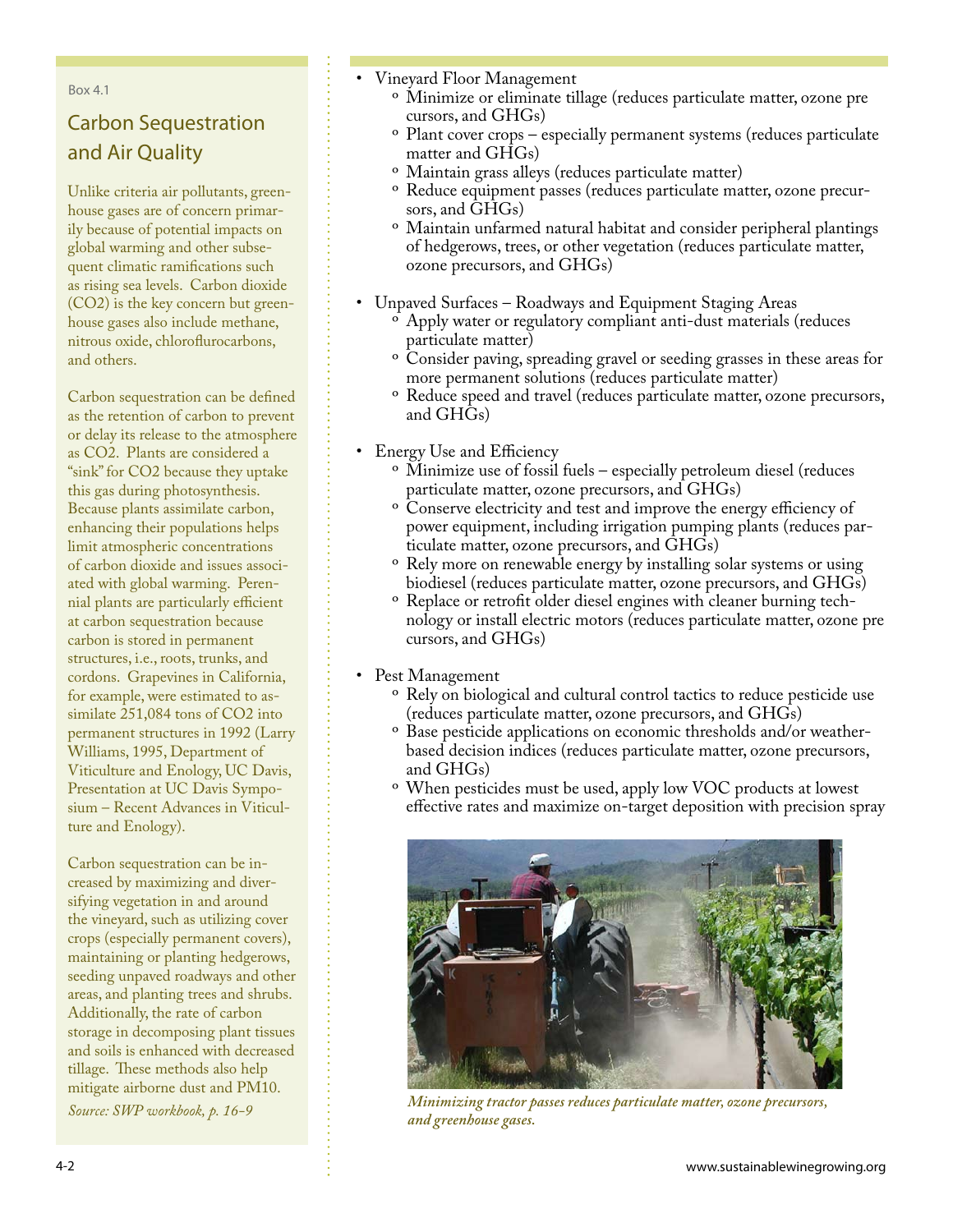Box 4.1

## Carbon Sequestration and Air Quality

Unlike criteria air pollutants, greenhouse gases are of concern primarily because of potential impacts on global warming and other subsequent climatic ramifications such as rising sea levels. Carbon dioxide ($CO_2$) is the key concern but greenhouse gases also include methane, nitrous oxide, chloroflurocarbons, and others.

Carbon sequestration can be defined as the retention of carbon to prevent or delay its release to the atmosphere as $CO_2$. Plants are considered a "sink" for $CO_2$ because they uptake this gas during photosynthesis. Because plants assimilate carbon, enhancing their populations helps limit atmospheric concentrations of carbon dioxide and issues associated with global warming. Perennial plants are particularly efficient at carbon sequestration because carbon is stored in permanent structures, i.e., roots, trunks, and cordons. Grapevines in California, for example, were estimated to assimilate 251,084 tons of $CO_2$ into permanent structures in 1992 (Larry Williams, 1995, Department of Viticulture and Enology, UC Davis, Presentation at UC Davis Symposium – Recent Advances in Viticulture and Enology).

Carbon sequestration can be increased by maximizing and diversifying vegetation in and around the vineyard, such as utilizing cover crops (especially permanent covers), maintaining or planting hedgerows, seeding unpaved roadways and other areas, and planting trees and shrubs. Additionally, the rate of carbon storage in decomposing plant tissues and soils is enhanced with decreased tillage. These methods also help mitigate airborne dust and PM10.

*Source: SWP workbook, p. 16-9*

- Vineyard Floor Management
  - Minimize or eliminate tillage (reduces particulate matter, ozone pre cursors, and GHGs)
  - Plant cover crops – especially permanent systems (reduces particulate matter and GHGs)
  - Maintain grass alleys (reduces particulate matter)
  - Reduce equipment passes (reduces particulate matter, ozone precursors, and GHGs)
  - Maintain unfarmed natural habitat and consider peripheral plantings of hedgerows, trees, or other vegetation (reduces particulate matter, ozone precursors, and GHGs)

- Unpaved Surfaces – Roadways and Equipment Staging Areas
  - Apply water or regulatory compliant anti-dust materials (reduces particulate matter)
  - Consider paving, spreading gravel or seeding grasses in these areas for more permanent solutions (reduces particulate matter)
  - Reduce speed and travel (reduces particulate matter, ozone precursors, and GHGs)

- Energy Use and Efficiency
  - Minimize use of fossil fuels – especially petroleum diesel (reduces particulate matter, ozone precursors, and GHGs)
  - Conserve electricity and test and improve the energy efficiency of power equipment, including irrigation pumping plants (reduces particulate matter, ozone precursors, and GHGs)
  - Rely more on renewable energy by installing solar systems or using biodiesel (reduces particulate matter, ozone precursors, and GHGs)
  - Replace or retrofit older diesel engines with cleaner burning technology or install electric motors (reduces particulate matter, ozone pre cursors, and GHGs)

- Pest Management
  - Rely on biological and cultural control tactics to reduce pesticide use (reduces particulate matter, ozone precursors, and GHGs)
  - Base pesticide applications on economic thresholds and/or weather-based decision indices (reduces particulate matter, ozone precursors, and GHGs)
  - When pesticides must be used, apply low VOC products at lowest effective rates and maximize on-target deposition with precision spray

*Minimizing tractor passes reduces particulate matter, ozone precursors, and greenhouse gases.*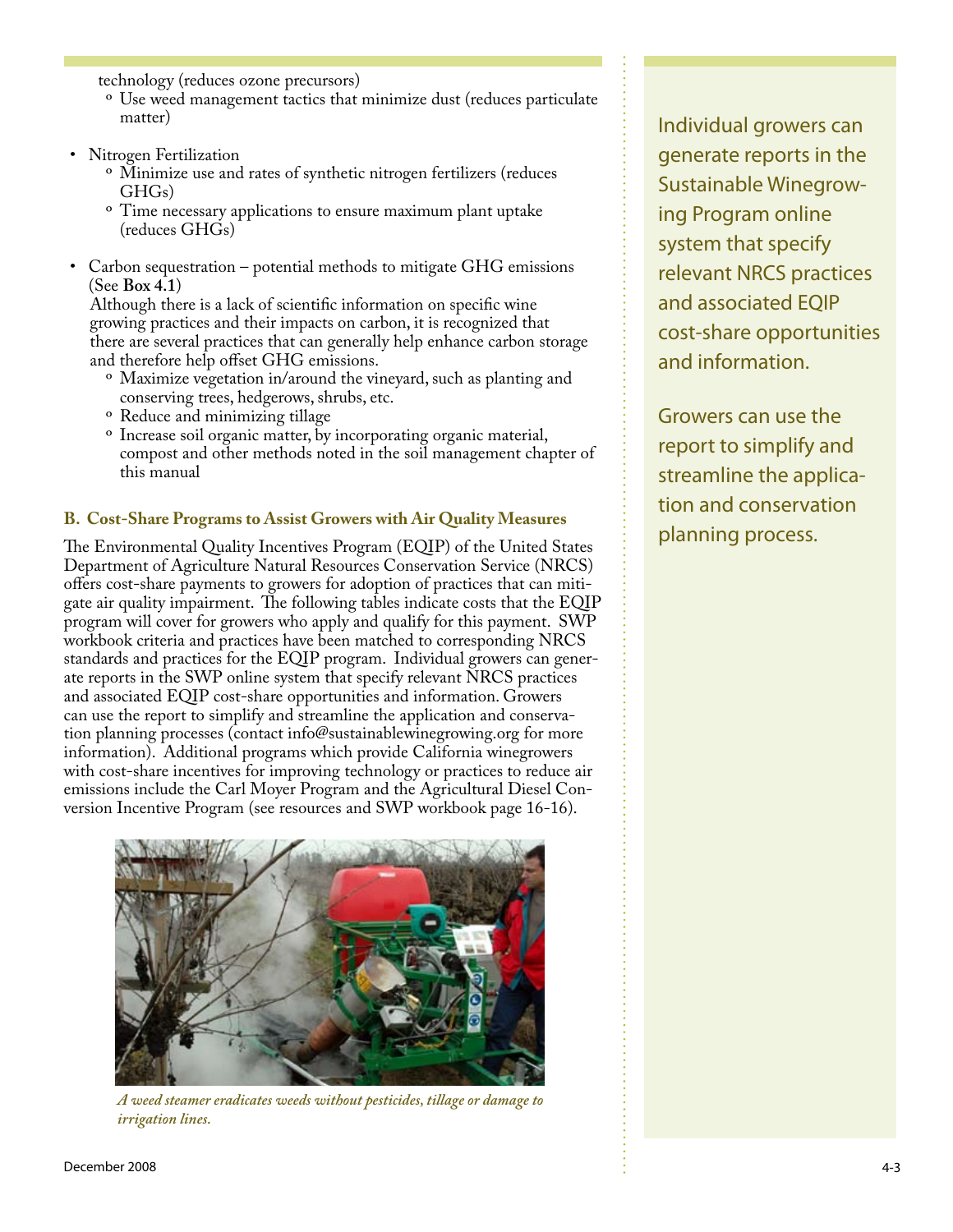technology (reduces ozone precursors)
   - Use weed management tactics that minimize dust (reduces particulate matter)

- Nitrogen Fertilization
   - Minimize use and rates of synthetic nitrogen fertilizers (reduces GHGs)
   - Time necessary applications to ensure maximum plant uptake (reduces GHGs)

- Carbon sequestration – potential methods to mitigate GHG emissions (See **Box 4.1**)
  Although there is a lack of scientific information on specific wine growing practices and their impacts on carbon, it is recognized that there are several practices that can generally help enhance carbon storage and therefore help offset GHG emissions.
   - Maximize vegetation in/around the vineyard, such as planting and conserving trees, hedgerows, shrubs, etc.
   - Reduce and minimizing tillage
   - Increase soil organic matter, by incorporating organic material, compost and other methods noted in the soil management chapter of this manual

### B. Cost-Share Programs to Assist Growers with Air Quality Measures

The Environmental Quality Incentives Program (EQIP) of the United States Department of Agriculture Natural Resources Conservation Service (NRCS) offers cost-share payments to growers for adoption of practices that can mitigate air quality impairment. The following tables indicate costs that the EQIP program will cover for growers who apply and qualify for this payment. SWP workbook criteria and practices have been matched to corresponding NRCS standards and practices for the EQIP program. Individual growers can generate reports in the SWP online system that specify relevant NRCS practices and associated EQIP cost-share opportunities and information. Growers can use the report to simplify and streamline the application and conservation planning processes (contact info@sustainablewinegrowing.org for more information). Additional programs which provide California winegrowers with cost-share incentives for improving technology or practices to reduce air emissions include the Carl Moyer Program and the Agricultural Diesel Conversion Incentive Program (see resources and SWP workbook page 16-16).

*A weed steamer eradicates weeds without pesticides, tillage or damage to irrigation lines.*

Individual growers can generate reports in the Sustainable Winegrowing Program online system that specify relevant NRCS practices and associated EQIP cost-share opportunities and information.

Growers can use the report to simplify and streamline the application and conservation planning process.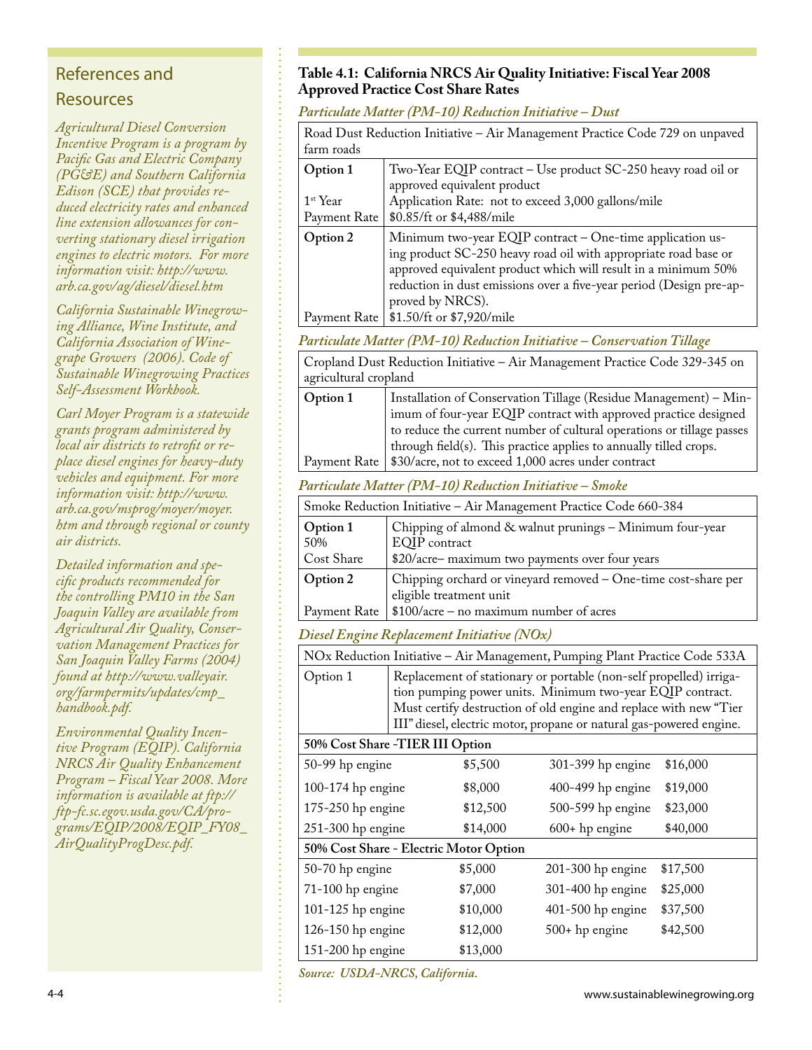## References and Resources

*Agricultural Diesel Conversion Incentive Program is a program by Pacific Gas and Electric Company (PG&E) and Southern California Edison (SCE) that provides reduced electricity rates and enhanced line extension allowances for converting stationary diesel irrigation engines to electric motors. For more information visit: http://www.arb.ca.gov/ag/diesel/diesel.htm*

*California Sustainable Winegrowing Alliance, Wine Institute, and California Association of Winegrape Growers (2006). Code of Sustainable Winegrowing Practices Self-Assessment Workbook.*

*Carl Moyer Program is a statewide grants program administered by local air districts to retrofit or replace diesel engines for heavy-duty vehicles and equipment. For more information visit: http://www.arb.ca.gov/msprog/moyer/moyer.htm and through regional or county air districts.*

*Detailed information and specific products recommended for the controlling PM10 in the San Joaquin Valley are available from Agricultural Air Quality, Conservation Management Practices for San Joaquin Valley Farms (2004) found at http://www.valleyair.org/farmpermits/updates/cmp_handbook.pdf.*

*Environmental Quality Incentive Program (EQIP). California NRCS Air Quality Enhancement Program – Fiscal Year 2008. More information is available at ftp://ftp-fc.sc.egov.usda.gov/CA/programs/EQIP/2008/EQIP_FY08_AirQualityProgDesc.pdf.*

**Table 4.1: California NRCS Air Quality Initiative: Fiscal Year 2008 Approved Practice Cost Share Rates**

*Particulate Matter (PM-10) Reduction Initiative – Dust*

| Road Dust Reduction Initiative – Air Management Practice Code 729 on unpaved farm roads | |
|---|---|
| **Option 1** | Two-Year EQIP contract – Use product SC-250 heavy road oil or approved equivalent product |
| 1st Year | Application Rate: not to exceed 3,000 gallons/mile |
| Payment Rate | $0.85/ft or $4,488/mile |
| **Option 2** | Minimum two-year EQIP contract – One-time application using product SC-250 heavy road oil with appropriate road base or approved equivalent product which will result in a minimum 50% reduction in dust emissions over a five-year period (Design pre-approved by NRCS). |
| Payment Rate | $1.50/ft or $7,920/mile |

*Particulate Matter (PM-10) Reduction Initiative – Conservation Tillage*

| Cropland Dust Reduction Initiative – Air Management Practice Code 329-345 on agricultural cropland | |
|---|---|
| **Option 1** | Installation of Conservation Tillage (Residue Management) – Minimum of four-year EQIP contract with approved practice designed to reduce the current number of cultural operations or tillage passes through field(s). This practice applies to annually tilled crops. |
| Payment Rate | $30/acre, not to exceed 1,000 acres under contract |

*Particulate Matter (PM-10) Reduction Initiative – Smoke*

| Smoke Reduction Initiative – Air Management Practice Code 660-384 | |
|---|---|
| **Option 1** 50% Cost Share | Chipping of almond & walnut prunings – Minimum four-year EQIP contract; $20/acre– maximum two payments over four years |
| **Option 2** | Chipping orchard or vineyard removed – One-time cost-share per eligible treatment unit |
| Payment Rate | $100/acre – no maximum number of acres |

*Diesel Engine Replacement Initiative (NOx)*

| NOx Reduction Initiative – Air Management, Pumping Plant Practice Code 533A | | | |
|---|---|---|---|
| Option 1 | Replacement of stationary or portable (non-self propelled) irrigation pumping power units. Minimum two-year EQIP contract. Must certify destruction of old engine and replace with new "Tier III" diesel, electric motor, propane or natural gas-powered engine. | | |
| **50% Cost Share -TIER III Option** | | | |
| 50-99 hp engine | $5,500 | 301-399 hp engine | $16,000 |
| 100-174 hp engine | $8,000 | 400-499 hp engine | $19,000 |
| 175-250 hp engine | $12,500 | 500-599 hp engine | $23,000 |
| 251-300 hp engine | $14,000 | 600+ hp engine | $40,000 |
| **50% Cost Share - Electric Motor Option** | | | |
| 50-70 hp engine | $5,000 | 201-300 hp engine | $17,500 |
| 71-100 hp engine | $7,000 | 301-400 hp engine | $25,000 |
| 101-125 hp engine | $10,000 | 401-500 hp engine | $37,500 |
| 126-150 hp engine | $12,000 | 500+ hp engine | $42,500 |
| 151-200 hp engine | $13,000 | | |

*Source: USDA-NRCS, California.*